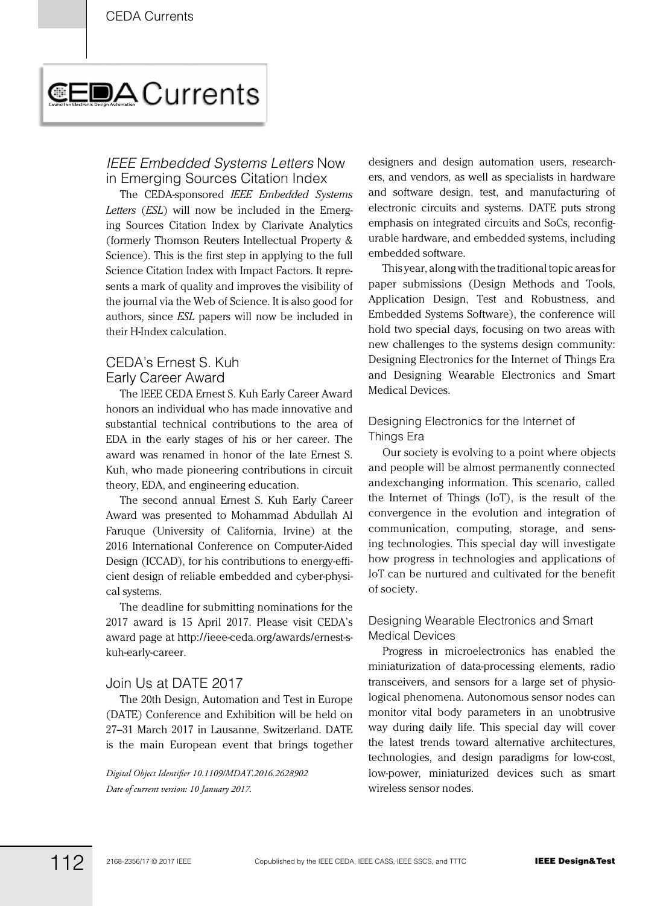# CEDA Currents

## *IEEE Embedded Systems Letters* Now in Emerging Sources Citation Index

The CEDA-sponsored *IEEE Embedded Systems Letters* (*ESL*) will now be included in the Emerging Sources Citation Index by Clarivate Analytics (formerly Thomson Reuters Intellectual Property & Science). This is the first step in applying to the full Science Citation Index with Impact Factors. It represents a mark of quality and improves the visibility of the journal via the Web of Science. It is also good for authors, since *ESL* papers will now be included in their H-Index calculation.

## CEDA's Ernest S. Kuh Early Career Award

The IEEE CEDA Ernest S. Kuh Early Career Award honors an individual who has made innovative and substantial technical contributions to the area of EDA in the early stages of his or her career. The award was renamed in honor of the late Ernest S. Kuh, who made pioneering contributions in circuit theory, EDA, and engineering education.

The second annual Ernest S. Kuh Early Career Award was presented to Mohammad Abdullah Al Faruque (University of California, Irvine) at the 2016 International Conference on Computer-Aided Design (ICCAD), for his contributions to energy-efficient design of reliable embedded and cyber-physical systems.

The deadline for submitting nominations for the 2017 award is 15 April 2017. Please visit CEDA's award page at http://ieee-ceda.org/awards/ernest-s-kuh-early-career.

## Join Us at DATE 2017

The 20th Design, Automation and Test in Europe (DATE) Conference and Exhibition will be held on 27–31 March 2017 in Lausanne, Switzerland. DATE is the main European event that brings together designers and design automation users, researchers, and vendors, as well as specialists in hardware and software design, test, and manufacturing of electronic circuits and systems. DATE puts strong emphasis on integrated circuits and SoCs, reconfigurable hardware, and embedded systems, including embedded software.

This year, along with the traditional topic areas for paper submissions (Design Methods and Tools, Application Design, Test and Robustness, and Embedded Systems Software), the conference will hold two special days, focusing on two areas with new challenges to the systems design community: Designing Electronics for the Internet of Things Era and Designing Wearable Electronics and Smart Medical Devices.

### Designing Electronics for the Internet of Things Era

Our society is evolving to a point where objects and people will be almost permanently connected andexchanging information. This scenario, called the Internet of Things (IoT), is the result of the convergence in the evolution and integration of communication, computing, storage, and sensing technologies. This special day will investigate how progress in technologies and applications of IoT can be nurtured and cultivated for the benefit of society.

### Designing Wearable Electronics and Smart Medical Devices

Progress in microelectronics has enabled the miniaturization of data-processing elements, radio transceivers, and sensors for a large set of physiological phenomena. Autonomous sensor nodes can monitor vital body parameters in an unobtrusive way during daily life. This special day will cover the latest trends toward alternative architectures, technologies, and design paradigms for low-cost, low-power, miniaturized devices such as smart wireless sensor nodes.

*Digital Object Identifier 10.1109/MDAT.2016.2628902*
*Date of current version: 10 January 2017.*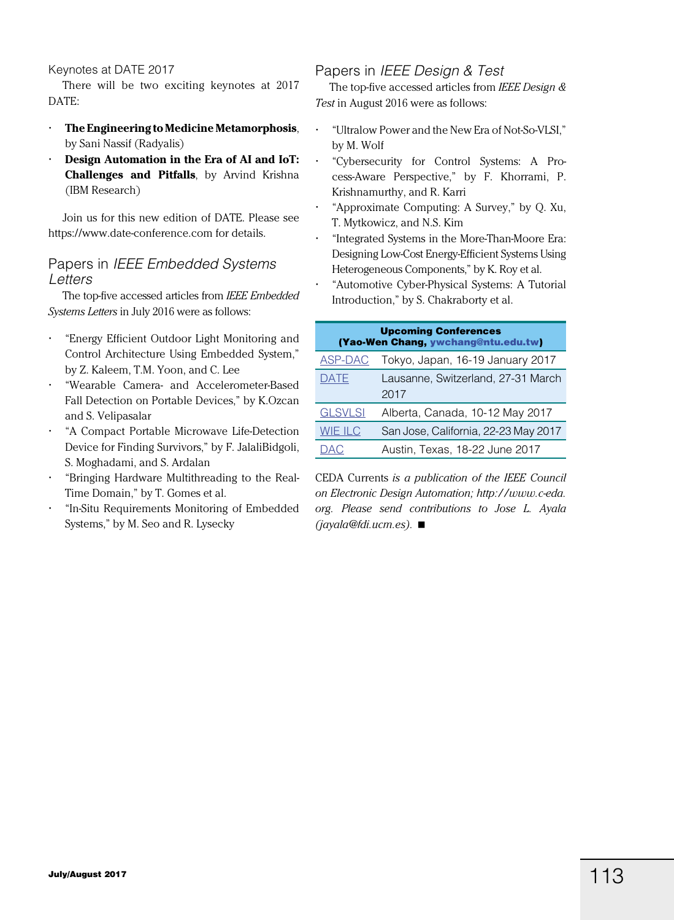### Keynotes at DATE 2017

There will be two exciting keynotes at 2017 DATE:

- **The Engineering to Medicine Metamorphosis**, by Sani Nassif (Radyalis)
- **Design Automation in the Era of AI and IoT: Challenges and Pitfalls**, by Arvind Krishna (IBM Research)

Join us for this new edition of DATE. Please see https://www.date-conference.com for details.

### Papers in *IEEE Embedded Systems Letters*

The top-five accessed articles from *IEEE Embedded Systems Letters* in July 2016 were as follows:

- "Energy Efficient Outdoor Light Monitoring and Control Architecture Using Embedded System," by Z. Kaleem, T.M. Yoon, and C. Lee
- "Wearable Camera- and Accelerometer-Based Fall Detection on Portable Devices," by K.Ozcan and S. Velipasalar
- "A Compact Portable Microwave Life-Detection Device for Finding Survivors," by F. JalaliBidgoli, S. Moghadami, and S. Ardalan
- "Bringing Hardware Multithreading to the Real-Time Domain," by T. Gomes et al.
- "In-Situ Requirements Monitoring of Embedded Systems," by M. Seo and R. Lysecky

### Papers in *IEEE Design & Test*

The top-five accessed articles from *IEEE Design & Test* in August 2016 were as follows:

- "Ultralow Power and the New Era of Not-So-VLSI," by M. Wolf
- "Cybersecurity for Control Systems: A Process-Aware Perspective," by F. Khorrami, P. Krishnamurthy, and R. Karri
- "Approximate Computing: A Survey," by Q. Xu, T. Mytkowicz, and N.S. Kim
- "Integrated Systems in the More-Than-Moore Era: Designing Low-Cost Energy-Efficient Systems Using Heterogeneous Components," by K. Roy et al.
- "Automotive Cyber-Physical Systems: A Tutorial Introduction," by S. Chakraborty et al.

| **Upcoming Conferences (Yao-Wen Chang, ywchang@ntu.edu.tw)** | |
|---|---|
| ASP-DAC | Tokyo, Japan, 16-19 January 2017 |
| DATE | Lausanne, Switzerland, 27-31 March 2017 |
| GLSVLSI | Alberta, Canada, 10-12 May 2017 |
| WIE ILC | San Jose, California, 22-23 May 2017 |
| DAC | Austin, Texas, 18-22 June 2017 |

CEDA Currents *is a publication of the IEEE Council on Electronic Design Automation; http://www.c-eda.org. Please send contributions to Jose L. Ayala (jayala@fdi.ucm.es).* ■